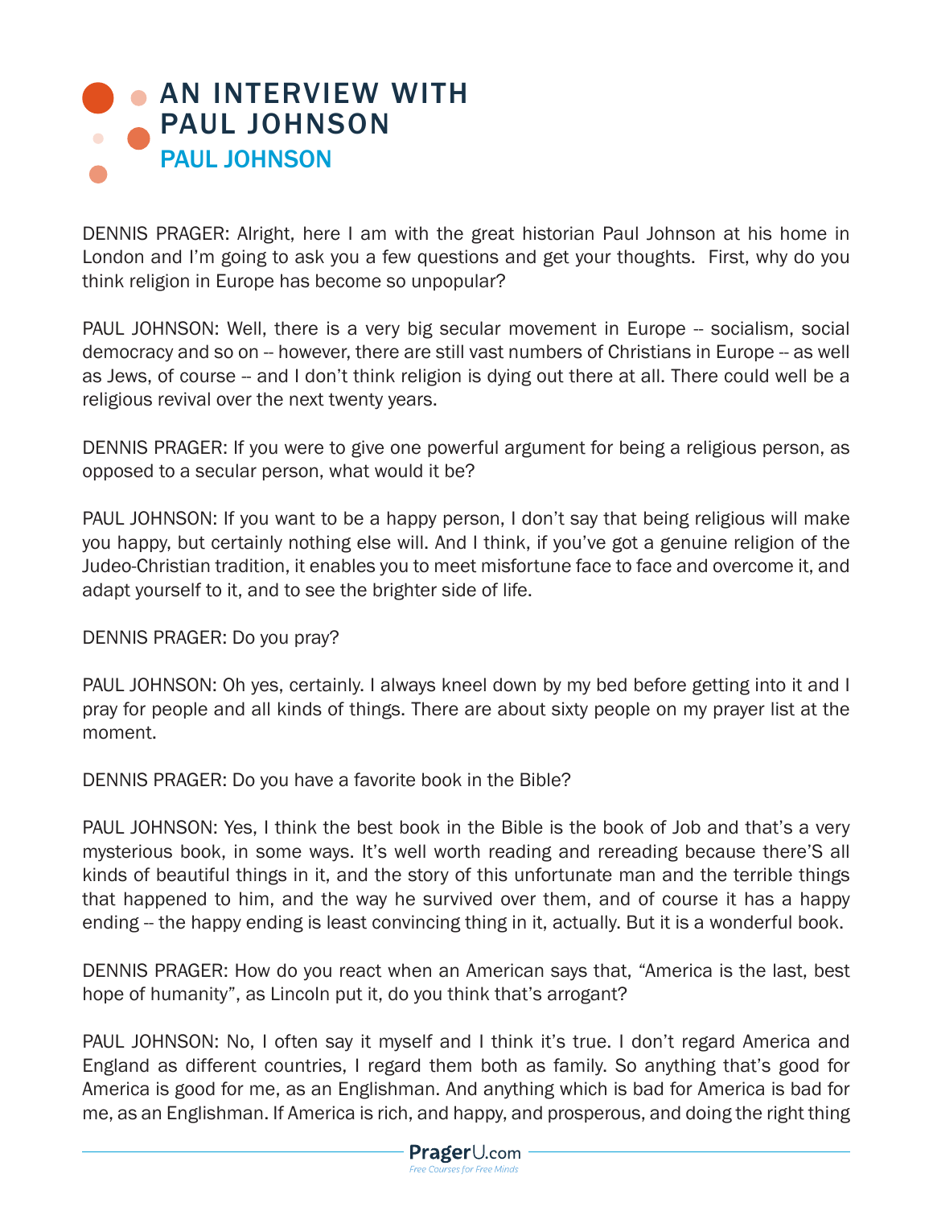# AN INTERVIEW WITH PAUL JOHNSON

## PAUL JOHNSON

DENNIS PRAGER: Alright, here I am with the great historian Paul Johnson at his home in London and I'm going to ask you a few questions and get your thoughts. First, why do you think religion in Europe has become so unpopular?

PAUL JOHNSON: Well, there is a very big secular movement in Europe -- socialism, social democracy and so on -- however, there are still vast numbers of Christians in Europe -- as well as Jews, of course -- and I don't think religion is dying out there at all. There could well be a religious revival over the next twenty years.

DENNIS PRAGER: If you were to give one powerful argument for being a religious person, as opposed to a secular person, what would it be?

PAUL JOHNSON: If you want to be a happy person, I don't say that being religious will make you happy, but certainly nothing else will. And I think, if you've got a genuine religion of the Judeo-Christian tradition, it enables you to meet misfortune face to face and overcome it, and adapt yourself to it, and to see the brighter side of life.

DENNIS PRAGER: Do you pray?

PAUL JOHNSON: Oh yes, certainly. I always kneel down by my bed before getting into it and I pray for people and all kinds of things. There are about sixty people on my prayer list at the moment.

DENNIS PRAGER: Do you have a favorite book in the Bible?

PAUL JOHNSON: Yes, I think the best book in the Bible is the book of Job and that's a very mysterious book, in some ways. It's well worth reading and rereading because there'S all kinds of beautiful things in it, and the story of this unfortunate man and the terrible things that happened to him, and the way he survived over them, and of course it has a happy ending -- the happy ending is least convincing thing in it, actually. But it is a wonderful book.

DENNIS PRAGER: How do you react when an American says that, "America is the last, best hope of humanity", as Lincoln put it, do you think that's arrogant?

PAUL JOHNSON: No, I often say it myself and I think it's true. I don't regard America and England as different countries, I regard them both as family. So anything that's good for America is good for me, as an Englishman. And anything which is bad for America is bad for me, as an Englishman. If America is rich, and happy, and prosperous, and doing the right thing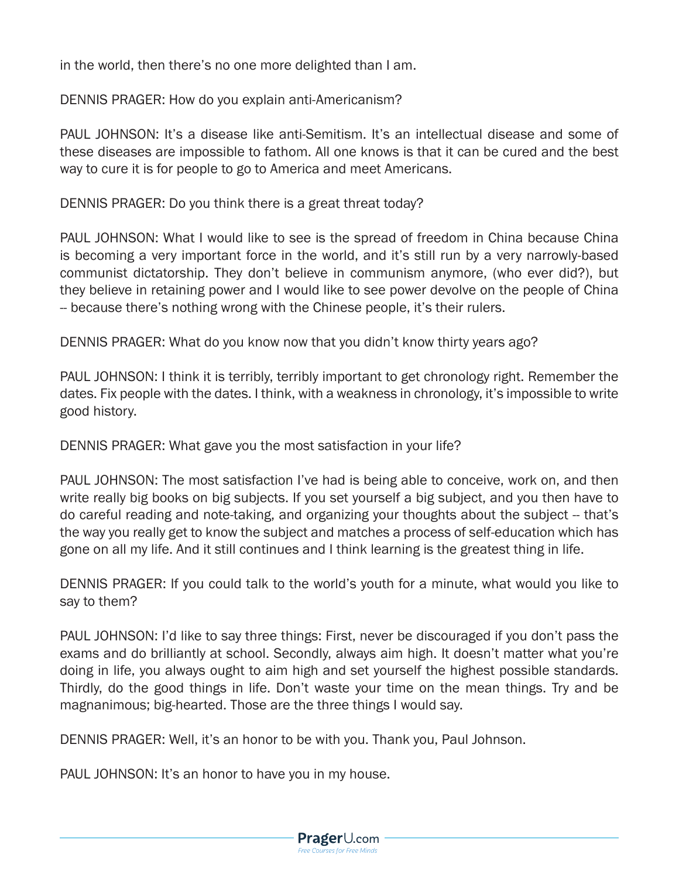in the world, then there's no one more delighted than I am.

DENNIS PRAGER: How do you explain anti-Americanism?

PAUL JOHNSON: It's a disease like anti-Semitism. It's an intellectual disease and some of these diseases are impossible to fathom. All one knows is that it can be cured and the best way to cure it is for people to go to America and meet Americans.

DENNIS PRAGER: Do you think there is a great threat today?

PAUL JOHNSON: What I would like to see is the spread of freedom in China because China is becoming a very important force in the world, and it's still run by a very narrowly-based communist dictatorship. They don't believe in communism anymore, (who ever did?), but they believe in retaining power and I would like to see power devolve on the people of China -- because there's nothing wrong with the Chinese people, it's their rulers.

DENNIS PRAGER: What do you know now that you didn't know thirty years ago?

PAUL JOHNSON: I think it is terribly, terribly important to get chronology right. Remember the dates. Fix people with the dates. I think, with a weakness in chronology, it's impossible to write good history.

DENNIS PRAGER: What gave you the most satisfaction in your life?

PAUL JOHNSON: The most satisfaction I've had is being able to conceive, work on, and then write really big books on big subjects. If you set yourself a big subject, and you then have to do careful reading and note-taking, and organizing your thoughts about the subject -- that's the way you really get to know the subject and matches a process of self-education which has gone on all my life. And it still continues and I think learning is the greatest thing in life.

DENNIS PRAGER: If you could talk to the world's youth for a minute, what would you like to say to them?

PAUL JOHNSON: I'd like to say three things: First, never be discouraged if you don't pass the exams and do brilliantly at school. Secondly, always aim high. It doesn't matter what you're doing in life, you always ought to aim high and set yourself the highest possible standards. Thirdly, do the good things in life. Don't waste your time on the mean things. Try and be magnanimous; big-hearted. Those are the three things I would say.

DENNIS PRAGER: Well, it's an honor to be with you. Thank you, Paul Johnson.

PAUL JOHNSON: It's an honor to have you in my house.